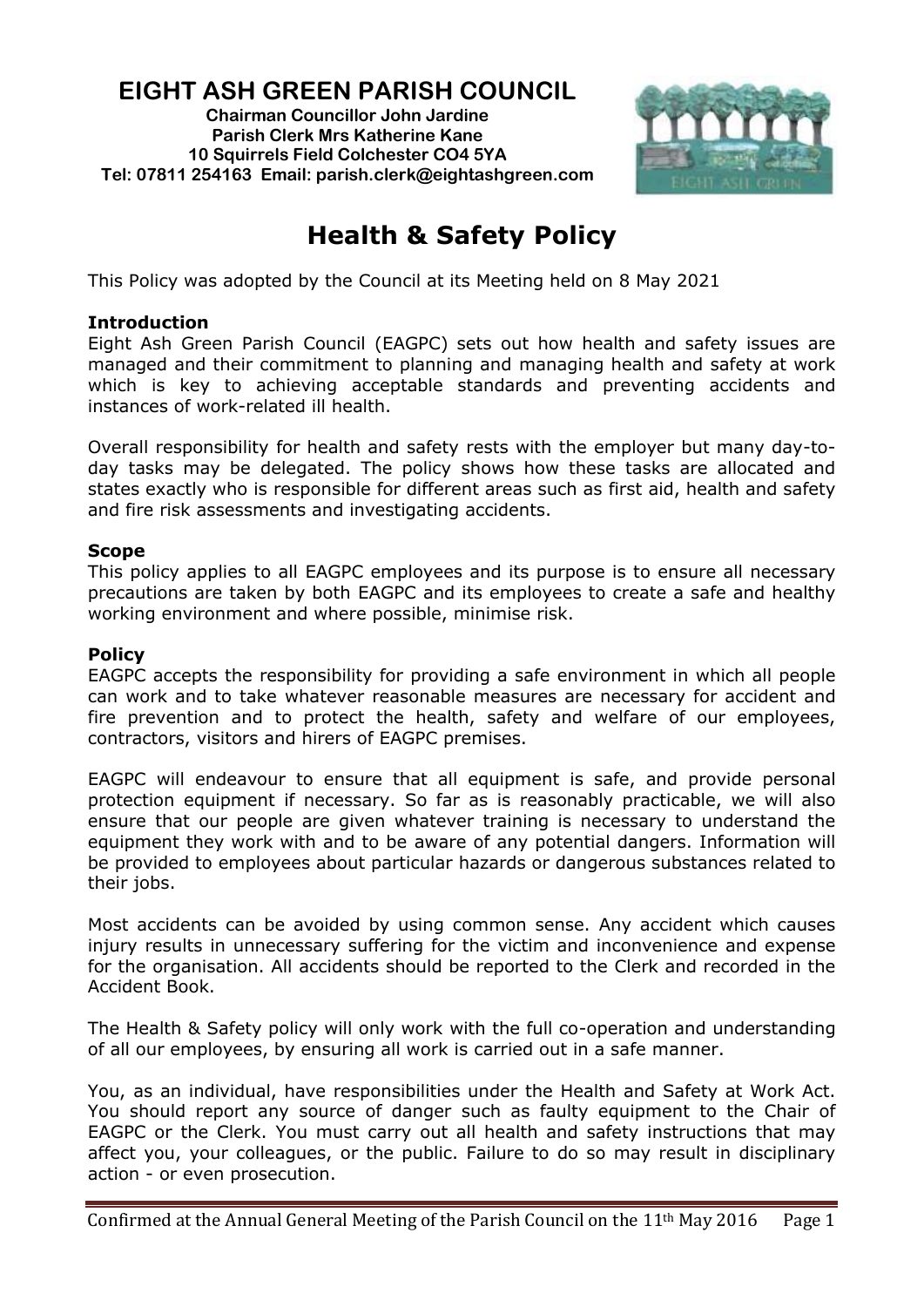# EIGHT ASH GREEN PARISH COUNCIL

**Chairman Councillor John Jardine**
**Parish Clerk Mrs Katherine Kane**
**10 Squirrels Field Colchester CO4 5YA**
**Tel: 07811 254163 Email: parish.clerk@eightashgreen.com**

## Health & Safety Policy

This Policy was adopted by the Council at its Meeting held on 8 May 2021

### Introduction

Eight Ash Green Parish Council (EAGPC) sets out how health and safety issues are managed and their commitment to planning and managing health and safety at work which is key to achieving acceptable standards and preventing accidents and instances of work-related ill health.

Overall responsibility for health and safety rests with the employer but many day-to-day tasks may be delegated. The policy shows how these tasks are allocated and states exactly who is responsible for different areas such as first aid, health and safety and fire risk assessments and investigating accidents.

### Scope

This policy applies to all EAGPC employees and its purpose is to ensure all necessary precautions are taken by both EAGPC and its employees to create a safe and healthy working environment and where possible, minimise risk.

### Policy

EAGPC accepts the responsibility for providing a safe environment in which all people can work and to take whatever reasonable measures are necessary for accident and fire prevention and to protect the health, safety and welfare of our employees, contractors, visitors and hirers of EAGPC premises.

EAGPC will endeavour to ensure that all equipment is safe, and provide personal protection equipment if necessary. So far as is reasonably practicable, we will also ensure that our people are given whatever training is necessary to understand the equipment they work with and to be aware of any potential dangers. Information will be provided to employees about particular hazards or dangerous substances related to their jobs.

Most accidents can be avoided by using common sense. Any accident which causes injury results in unnecessary suffering for the victim and inconvenience and expense for the organisation. All accidents should be reported to the Clerk and recorded in the Accident Book.

The Health & Safety policy will only work with the full co-operation and understanding of all our employees, by ensuring all work is carried out in a safe manner.

You, as an individual, have responsibilities under the Health and Safety at Work Act. You should report any source of danger such as faulty equipment to the Chair of EAGPC or the Clerk. You must carry out all health and safety instructions that may affect you, your colleagues, or the public. Failure to do so may result in disciplinary action - or even prosecution.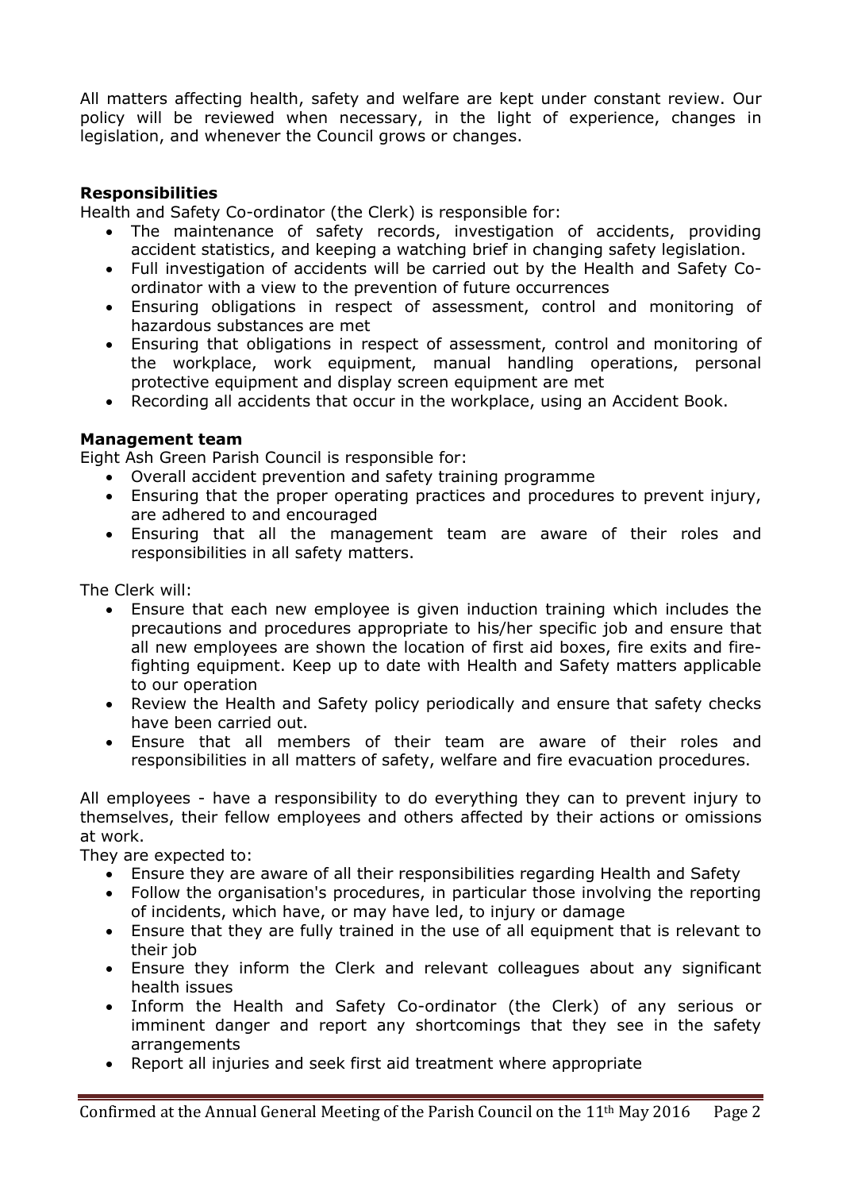All matters affecting health, safety and welfare are kept under constant review. Our policy will be reviewed when necessary, in the light of experience, changes in legislation, and whenever the Council grows or changes.

**Responsibilities**

Health and Safety Co-ordinator (the Clerk) is responsible for:

- The maintenance of safety records, investigation of accidents, providing accident statistics, and keeping a watching brief in changing safety legislation.
- Full investigation of accidents will be carried out by the Health and Safety Co-ordinator with a view to the prevention of future occurrences
- Ensuring obligations in respect of assessment, control and monitoring of hazardous substances are met
- Ensuring that obligations in respect of assessment, control and monitoring of the workplace, work equipment, manual handling operations, personal protective equipment and display screen equipment are met
- Recording all accidents that occur in the workplace, using an Accident Book.

**Management team**

Eight Ash Green Parish Council is responsible for:

- Overall accident prevention and safety training programme
- Ensuring that the proper operating practices and procedures to prevent injury, are adhered to and encouraged
- Ensuring that all the management team are aware of their roles and responsibilities in all safety matters.

The Clerk will:

- Ensure that each new employee is given induction training which includes the precautions and procedures appropriate to his/her specific job and ensure that all new employees are shown the location of first aid boxes, fire exits and fire-fighting equipment. Keep up to date with Health and Safety matters applicable to our operation
- Review the Health and Safety policy periodically and ensure that safety checks have been carried out.
- Ensure that all members of their team are aware of their roles and responsibilities in all matters of safety, welfare and fire evacuation procedures.

All employees - have a responsibility to do everything they can to prevent injury to themselves, their fellow employees and others affected by their actions or omissions at work.

They are expected to:

- Ensure they are aware of all their responsibilities regarding Health and Safety
- Follow the organisation's procedures, in particular those involving the reporting of incidents, which have, or may have led, to injury or damage
- Ensure that they are fully trained in the use of all equipment that is relevant to their job
- Ensure they inform the Clerk and relevant colleagues about any significant health issues
- Inform the Health and Safety Co-ordinator (the Clerk) of any serious or imminent danger and report any shortcomings that they see in the safety arrangements
- Report all injuries and seek first aid treatment where appropriate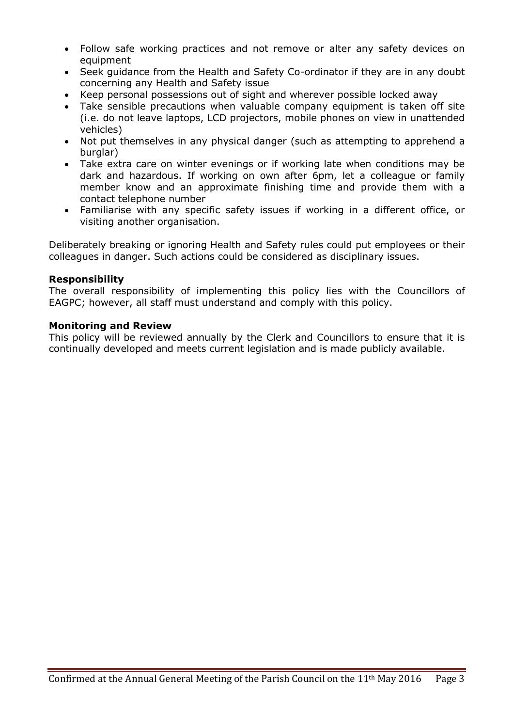- Follow safe working practices and not remove or alter any safety devices on equipment
- Seek guidance from the Health and Safety Co-ordinator if they are in any doubt concerning any Health and Safety issue
- Keep personal possessions out of sight and wherever possible locked away
- Take sensible precautions when valuable company equipment is taken off site (i.e. do not leave laptops, LCD projectors, mobile phones on view in unattended vehicles)
- Not put themselves in any physical danger (such as attempting to apprehend a burglar)
- Take extra care on winter evenings or if working late when conditions may be dark and hazardous. If working on own after 6pm, let a colleague or family member know and an approximate finishing time and provide them with a contact telephone number
- Familiarise with any specific safety issues if working in a different office, or visiting another organisation.

Deliberately breaking or ignoring Health and Safety rules could put employees or their colleagues in danger. Such actions could be considered as disciplinary issues.

**Responsibility**

The overall responsibility of implementing this policy lies with the Councillors of EAGPC; however, all staff must understand and comply with this policy.

**Monitoring and Review**

This policy will be reviewed annually by the Clerk and Councillors to ensure that it is continually developed and meets current legislation and is made publicly available.